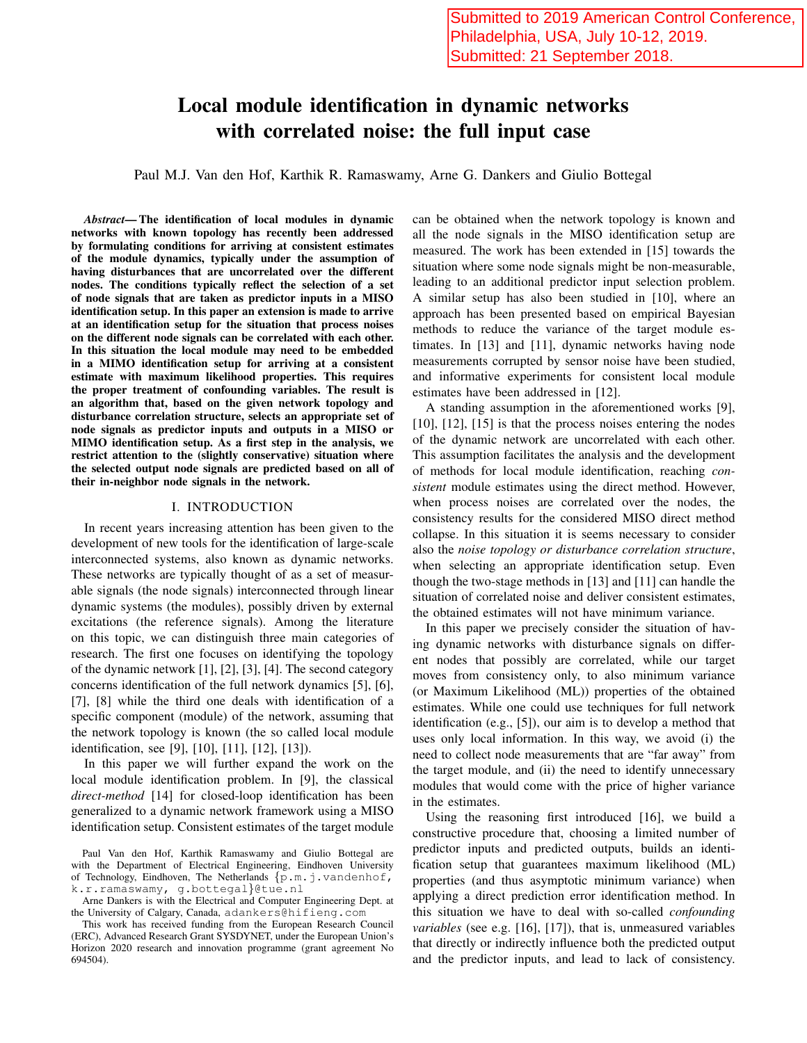Submitted to 2019 American Control Conference, Philadelphia, USA, July 10-12, 2019. Submitted: 21 September 2018.

# Local module identification in dynamic networks with correlated noise: the full input case

Paul M.J. Van den Hof, Karthik R. Ramaswamy, Arne G. Dankers and Giulio Bottegal

***Abstract*— The identification of local modules in dynamic networks with known topology has recently been addressed by formulating conditions for arriving at consistent estimates of the module dynamics, typically under the assumption of having disturbances that are uncorrelated over the different nodes. The conditions typically reflect the selection of a set of node signals that are taken as predictor inputs in a MISO identification setup. In this paper an extension is made to arrive at an identification setup for the situation that process noises on the different node signals can be correlated with each other. In this situation the local module may need to be embedded in a MIMO identification setup for arriving at a consistent estimate with maximum likelihood properties. This requires the proper treatment of confounding variables. The result is an algorithm that, based on the given network topology and disturbance correlation structure, selects an appropriate set of node signals as predictor inputs and outputs in a MISO or MIMO identification setup. As a first step in the analysis, we restrict attention to the (slightly conservative) situation where the selected output node signals are predicted based on all of their in-neighbor node signals in the network.**

## I. INTRODUCTION

In recent years increasing attention has been given to the development of new tools for the identification of large-scale interconnected systems, also known as dynamic networks. These networks are typically thought of as a set of measurable signals (the node signals) interconnected through linear dynamic systems (the modules), possibly driven by external excitations (the reference signals). Among the literature on this topic, we can distinguish three main categories of research. The first one focuses on identifying the topology of the dynamic network [1], [2], [3], [4]. The second category concerns identification of the full network dynamics [5], [6], [7], [8] while the third one deals with identification of a specific component (module) of the network, assuming that the network topology is known (the so called local module identification, see [9], [10], [11], [12], [13]).

In this paper we will further expand the work on the local module identification problem. In [9], the classical *direct-method* [14] for closed-loop identification has been generalized to a dynamic network framework using a MISO identification setup. Consistent estimates of the target module can be obtained when the network topology is known and all the node signals in the MISO identification setup are measured. The work has been extended in [15] towards the situation where some node signals might be non-measurable, leading to an additional predictor input selection problem. A similar setup has also been studied in [10], where an approach has been presented based on empirical Bayesian methods to reduce the variance of the target module estimates. In [13] and [11], dynamic networks having node measurements corrupted by sensor noise have been studied, and informative experiments for consistent local module estimates have been addressed in [12].

A standing assumption in the aforementioned works [9], [10], [12], [15] is that the process noises entering the nodes of the dynamic network are uncorrelated with each other. This assumption facilitates the analysis and the development of methods for local module identification, reaching *consistent* module estimates using the direct method. However, when process noises are correlated over the nodes, the consistency results for the considered MISO direct method collapse. In this situation it is seems necessary to consider also the *noise topology or disturbance correlation structure*, when selecting an appropriate identification setup. Even though the two-stage methods in [13] and [11] can handle the situation of correlated noise and deliver consistent estimates, the obtained estimates will not have minimum variance.

In this paper we precisely consider the situation of having dynamic networks with disturbance signals on different nodes that possibly are correlated, while our target moves from consistency only, to also minimum variance (or Maximum Likelihood (ML)) properties of the obtained estimates. While one could use techniques for full network identification (e.g., [5]), our aim is to develop a method that uses only local information. In this way, we avoid (i) the need to collect node measurements that are "far away" from the target module, and (ii) the need to identify unnecessary modules that would come with the price of higher variance in the estimates.

Using the reasoning first introduced [16], we build a constructive procedure that, choosing a limited number of predictor inputs and predicted outputs, builds an identification setup that guarantees maximum likelihood (ML) properties (and thus asymptotic minimum variance) when applying a direct prediction error identification method. In this situation we have to deal with so-called *confounding variables* (see e.g. [16], [17]), that is, unmeasured variables that directly or indirectly influence both the predicted output and the predictor inputs, and lead to lack of consistency.

Paul Van den Hof, Karthik Ramaswamy and Giulio Bottegal are with the Department of Electrical Engineering, Eindhoven University of Technology, Eindhoven, The Netherlands {p.m.j.vandenhof, k.r.ramaswamy, g.bottegal}@tue.nl

Arne Dankers is with the Electrical and Computer Engineering Dept. at the University of Calgary, Canada, adankers@hifieng.com

This work has received funding from the European Research Council (ERC), Advanced Research Grant SYSDYNET, under the European Union's Horizon 2020 research and innovation programme (grant agreement No 694504).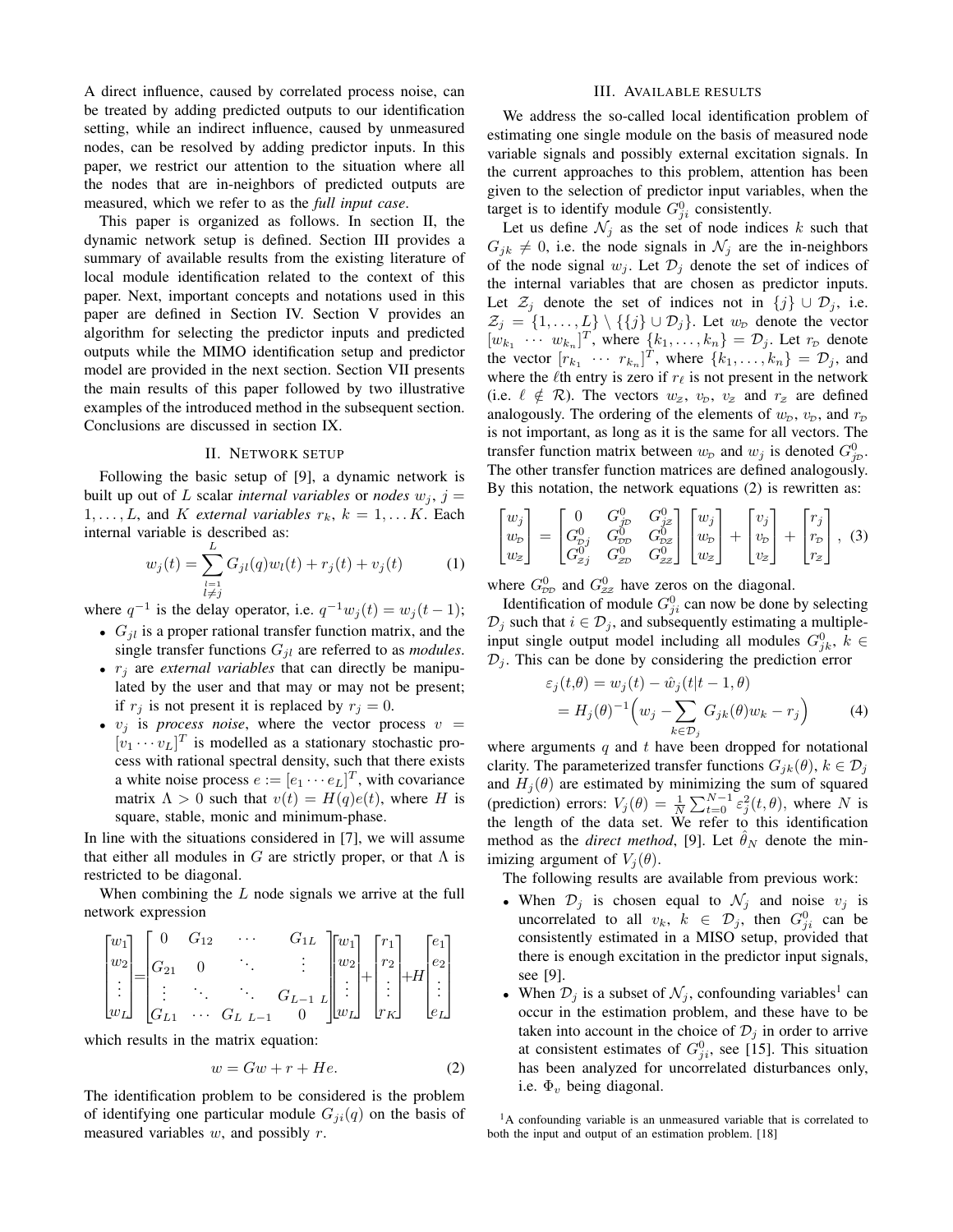A direct influence, caused by correlated process noise, can be treated by adding predicted outputs to our identification setting, while an indirect influence, caused by unmeasured nodes, can be resolved by adding predictor inputs. In this paper, we restrict our attention to the situation where all the nodes that are in-neighbors of predicted outputs are measured, which we refer to as the *full input case*.

This paper is organized as follows. In section II, the dynamic network setup is defined. Section III provides a summary of available results from the existing literature of local module identification related to the context of this paper. Next, important concepts and notations used in this paper are defined in Section IV. Section V provides an algorithm for selecting the predictor inputs and predicted outputs while the MIMO identification setup and predictor model are provided in the next section. Section VII presents the main results of this paper followed by two illustrative examples of the introduced method in the subsequent section. Conclusions are discussed in section IX.

## II. Network setup

Following the basic setup of [9], a dynamic network is built up out of $L$ scalar *internal variables* or *nodes* $w_j$, $j = 1, \dots, L$, and $K$ *external variables* $r_k$, $k = 1, \dots K$. Each internal variable is described as:

$$w_j(t) = \sum_{\substack{l=1 \\ l \neq j}}^{L} G_{jl}(q) w_l(t) + r_j(t) + v_j(t) \tag{1}$$

where $q^{-1}$ is the delay operator, i.e. $q^{-1} w_j(t) = w_j(t-1)$;

- $G_{jl}$ is a proper rational transfer function matrix, and the single transfer functions $G_{jl}$ are referred to as *modules*.
- $r_j$ are *external variables* that can directly be manipulated by the user and that may or may not be present; if $r_j$ is not present it is replaced by $r_j = 0$.
- $v_j$ is *process noise*, where the vector process $v = [v_1 \cdots v_L]^T$ is modelled as a stationary stochastic process with rational spectral density, such that there exists a white noise process $e := [e_1 \cdots e_L]^T$, with covariance matrix $\Lambda > 0$ such that $v(t) = H(q)e(t)$, where $H$ is square, stable, monic and minimum-phase.

In line with the situations considered in [7], we will assume that either all modules in $G$ are strictly proper, or that $\Lambda$ is restricted to be diagonal.

When combining the $L$ node signals we arrive at the full network expression

$$\begin{bmatrix} w_1 \\ w_2 \\ \vdots \\ w_L \end{bmatrix} = \begin{bmatrix} 0 & G_{12} & \cdots & G_{1L} \\ G_{21} & 0 & \ddots & \vdots \\ \vdots & \ddots & \ddots & G_{L-1\ L} \\ G_{L1} & \cdots & G_{L\ L-1} & 0 \end{bmatrix} \begin{bmatrix} w_1 \\ w_2 \\ \vdots \\ w_L \end{bmatrix} + \begin{bmatrix} r_1 \\ r_2 \\ \vdots \\ r_K \end{bmatrix} + H \begin{bmatrix} e_1 \\ e_2 \\ \vdots \\ e_L \end{bmatrix}$$

which results in the matrix equation:

$$w = Gw + r + He. \tag{2}$$

The identification problem to be considered is the problem of identifying one particular module $G_{ji}(q)$ on the basis of measured variables $w$, and possibly $r$.

## III. Available results

We address the so-called local identification problem of estimating one single module on the basis of measured node variable signals and possibly external excitation signals. In the current approaches to this problem, attention has been given to the selection of predictor input variables, when the target is to identify module $G^0_{ji}$ consistently.

Let us define $\mathcal{N}_j$ as the set of node indices $k$ such that $G_{jk} \neq 0$, i.e. the node signals in $\mathcal{N}_j$ are the in-neighbors of the node signal $w_j$. Let $\mathcal{D}_j$ denote the set of indices of the internal variables that are chosen as predictor inputs. Let $\mathcal{Z}_j$ denote the set of indices not in $\{j\} \cup \mathcal{D}_j$, i.e. $\mathcal{Z}_j = \{1, \dots, L\} \setminus \{\{j\} \cup \mathcal{D}_j\}$. Let $w_{\mathcal{D}}$ denote the vector $[w_{k_1} \ \cdots \ w_{k_n}]^T$, where $\{k_1, \dots, k_n\} = \mathcal{D}_j$. Let $r_{\mathcal{D}}$ denote the vector $[r_{k_1} \ \cdots \ r_{k_n}]^T$, where $\{k_1, \dots, k_n\} = \mathcal{D}_j$, and where the $\ell$th entry is zero if $r_\ell$ is not present in the network (i.e. $\ell \notin \mathcal{R}$). The vectors $w_{\mathcal{Z}}$, $v_{\mathcal{D}}$, $v_{\mathcal{Z}}$ and $r_{\mathcal{Z}}$ are defined analogously. The ordering of the elements of $w_{\mathcal{D}}$, $v_{\mathcal{D}}$, and $r_{\mathcal{D}}$ is not important, as long as it is the same for all vectors. The transfer function matrix between $w_{\mathcal{D}}$ and $w_j$ is denoted $G^0_{j\mathcal{D}}$. The other transfer function matrices are defined analogously. By this notation, the network equations (2) is rewritten as:

$$\begin{bmatrix} w_j \\ w_{\mathcal{D}} \\ w_{\mathcal{Z}} \end{bmatrix} = \begin{bmatrix} 0 & G^0_{j\mathcal{D}} & G^0_{j\mathcal{Z}} \\ G^0_{\mathcal{D}j} & G^0_{\mathcal{D}\mathcal{D}} & G^0_{\mathcal{D}\mathcal{Z}} \\ G^0_{\mathcal{Z}j} & G^0_{\mathcal{Z}\mathcal{D}} & G^0_{\mathcal{Z}\mathcal{Z}} \end{bmatrix} \begin{bmatrix} w_j \\ w_{\mathcal{D}} \\ w_{\mathcal{Z}} \end{bmatrix} + \begin{bmatrix} v_j \\ v_{\mathcal{D}} \\ v_{\mathcal{Z}} \end{bmatrix} + \begin{bmatrix} r_j \\ r_{\mathcal{D}} \\ r_{\mathcal{Z}} \end{bmatrix}, \tag{3}$$

where $G^0_{\mathcal{D}\mathcal{D}}$ and $G^0_{\mathcal{Z}\mathcal{Z}}$ have zeros on the diagonal.

Identification of module $G^0_{ji}$ can now be done by selecting $\mathcal{D}_j$ such that $i \in \mathcal{D}_j$, and subsequently estimating a multiple-input single output model including all modules $G^0_{jk}$, $k \in \mathcal{D}_j$. This can be done by considering the prediction error

$$\begin{aligned} \varepsilon_j(t,\theta) &= w_j(t) - \hat{w}_j(t|t-1,\theta) \\ &= H_j(\theta)^{-1}\Big(w_j - \sum_{k \in \mathcal{D}_j} G_{jk}(\theta) w_k - r_j\Big) \end{aligned} \tag{4}$$

where arguments $q$ and $t$ have been dropped for notational clarity. The parameterized transfer functions $G_{jk}(\theta)$, $k \in \mathcal{D}_j$ and $H_j(\theta)$ are estimated by minimizing the sum of squared (prediction) errors: $V_j(\theta) = \frac{1}{N}\sum_{t=0}^{N-1} \varepsilon_j^2(t,\theta)$, where $N$ is the length of the data set. We refer to this identification method as the *direct method*, [9]. Let $\hat{\theta}_N$ denote the minimizing argument of $V_j(\theta)$.

The following results are available from previous work:

- When $\mathcal{D}_j$ is chosen equal to $\mathcal{N}_j$ and noise $v_j$ is uncorrelated to all $v_k$, $k \in \mathcal{D}_j$, then $G^0_{ji}$ can be consistently estimated in a MISO setup, provided that there is enough excitation in the predictor input signals, see [9].
- When $\mathcal{D}_j$ is a subset of $\mathcal{N}_j$, confounding variables[1] can occur in the estimation problem, and these have to be taken into account in the choice of $\mathcal{D}_j$ in order to arrive at consistent estimates of $G^0_{ji}$, see [15]. This situation has been analyzed for uncorrelated disturbances only, i.e. $\Phi_v$ being diagonal.

[1] A confounding variable is an unmeasured variable that is correlated to both the input and output of an estimation problem. [18]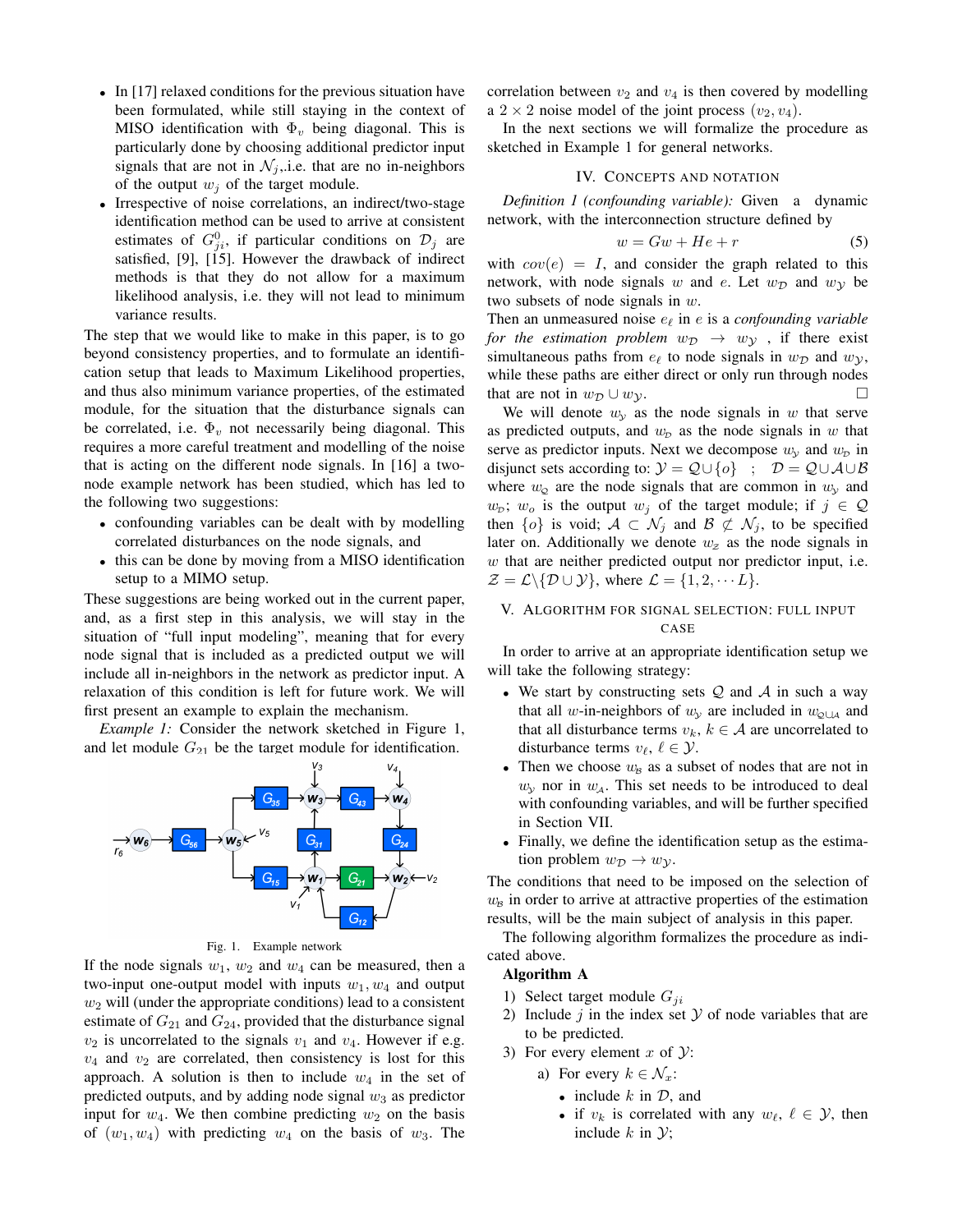- In [17] relaxed conditions for the previous situation have been formulated, while still staying in the context of MISO identification with $\Phi_v$ being diagonal. This is particularly done by choosing additional predictor input signals that are not in $\mathcal{N}_j$,.i.e. that are no in-neighbors of the output $w_j$ of the target module.
- Irrespective of noise correlations, an indirect/two-stage identification method can be used to arrive at consistent estimates of $G^0_{ji}$, if particular conditions on $\mathcal{D}_j$ are satisfied, [9], [15]. However the drawback of indirect methods is that they do not allow for a maximum likelihood analysis, i.e. they will not lead to minimum variance results.

The step that we would like to make in this paper, is to go beyond consistency properties, and to formulate an identification setup that leads to Maximum Likelihood properties, and thus also minimum variance properties, of the estimated module, for the situation that the disturbance signals can be correlated, i.e. $\Phi_v$ not necessarily being diagonal. This requires a more careful treatment and modelling of the noise that is acting on the different node signals. In [16] a two-node example network has been studied, which has led to the following two suggestions:

- confounding variables can be dealt with by modelling correlated disturbances on the node signals, and
- this can be done by moving from a MISO identification setup to a MIMO setup.

These suggestions are being worked out in the current paper, and, as a first step in this analysis, we will stay in the situation of "full input modeling", meaning that for every node signal that is included as a predicted output we will include all in-neighbors in the network as predictor input. A relaxation of this condition is left for future work. We will first present an example to explain the mechanism.

*Example 1:* Consider the network sketched in Figure 1, and let module $G_{21}$ be the target module for identification.

Fig. 1. Example network

If the node signals $w_1$, $w_2$ and $w_4$ can be measured, then a two-input one-output model with inputs $w_1, w_4$ and output $w_2$ will (under the appropriate conditions) lead to a consistent estimate of $G_{21}$ and $G_{24}$, provided that the disturbance signal $v_2$ is uncorrelated to the signals $v_1$ and $v_4$. However if e.g. $v_4$ and $v_2$ are correlated, then consistency is lost for this approach. A solution is then to include $w_4$ in the set of predicted outputs, and by adding node signal $w_3$ as predictor input for $w_4$. We then combine predicting $w_2$ on the basis of $(w_1, w_4)$ with predicting $w_4$ on the basis of $w_3$. The correlation between $v_2$ and $v_4$ is then covered by modelling a $2 \times 2$ noise model of the joint process $(v_2, v_4)$.

In the next sections we will formalize the procedure as sketched in Example 1 for general networks.

## IV. Concepts and Notation

*Definition 1 (confounding variable):* Given a dynamic network, with the interconnection structure defined by

$$w = Gw + He + r \tag{5}$$

with $cov(e) = I$, and consider the graph related to this network, with node signals $w$ and $e$. Let $w_\mathcal{D}$ and $w_\mathcal{Y}$ be two subsets of node signals in $w$.
Then an unmeasured noise $e_\ell$ in $e$ is a *confounding variable for the estimation problem* $w_\mathcal{D} \rightarrow w_\mathcal{Y}$ , if there exist simultaneous paths from $e_\ell$ to node signals in $w_\mathcal{D}$ and $w_\mathcal{Y}$, while these paths are either direct or only run through nodes that are not in $w_\mathcal{D} \cup w_\mathcal{Y}$. □

We will denote $w_\mathcal{Y}$ as the node signals in $w$ that serve as predicted outputs, and $w_\mathcal{D}$ as the node signals in $w$ that serve as predictor inputs. Next we decompose $w_\mathcal{Y}$ and $w_\mathcal{D}$ in disjunct sets according to: $\mathcal{Y} = \mathcal{Q} \cup \{o\}$ ; $\mathcal{D} = \mathcal{Q} \cup \mathcal{A} \cup \mathcal{B}$ where $w_\mathcal{Q}$ are the node signals that are common in $w_\mathcal{Y}$ and $w_\mathcal{D}$; $w_o$ is the output $w_j$ of the target module; if $j \in \mathcal{Q}$ then $\{o\}$ is void; $\mathcal{A} \subset \mathcal{N}_j$ and $\mathcal{B} \not\subset \mathcal{N}_j$, to be specified later on. Additionally we denote $w_\mathcal{Z}$ as the node signals in $w$ that are neither predicted output nor predictor input, i.e. $\mathcal{Z} = \mathcal{L} \backslash \{\mathcal{D} \cup \mathcal{Y}\}$, where $\mathcal{L} = \{1, 2, \cdots L\}$.

## V. Algorithm for Signal Selection: Full Input Case

In order to arrive at an appropriate identification setup we will take the following strategy:

- We start by constructing sets $\mathcal{Q}$ and $\mathcal{A}$ in such a way that all $w$-in-neighbors of $w_\mathcal{Y}$ are included in $w_{\mathcal{Q} \cup \mathcal{A}}$ and that all disturbance terms $v_k$, $k \in \mathcal{A}$ are uncorrelated to disturbance terms $v_\ell$, $\ell \in \mathcal{Y}$.
- Then we choose $w_\mathcal{B}$ as a subset of nodes that are not in $w_\mathcal{Y}$ nor in $w_\mathcal{A}$. This set needs to be introduced to deal with confounding variables, and will be further specified in Section VII.
- Finally, we define the identification setup as the estimation problem $w_\mathcal{D} \rightarrow w_\mathcal{Y}$.

The conditions that need to be imposed on the selection of $w_\mathcal{B}$ in order to arrive at attractive properties of the estimation results, will be the main subject of analysis in this paper.

The following algorithm formalizes the procedure as indicated above.

**Algorithm A**

1) Select target module $G_{ji}$
2) Include $j$ in the index set $\mathcal{Y}$ of node variables that are to be predicted.
3) For every element $x$ of $\mathcal{Y}$:
   a) For every $k \in \mathcal{N}_x$:
      - include $k$ in $\mathcal{D}$, and
      - if $v_k$ is correlated with any $w_\ell$, $\ell \in \mathcal{Y}$, then include $k$ in $\mathcal{Y}$;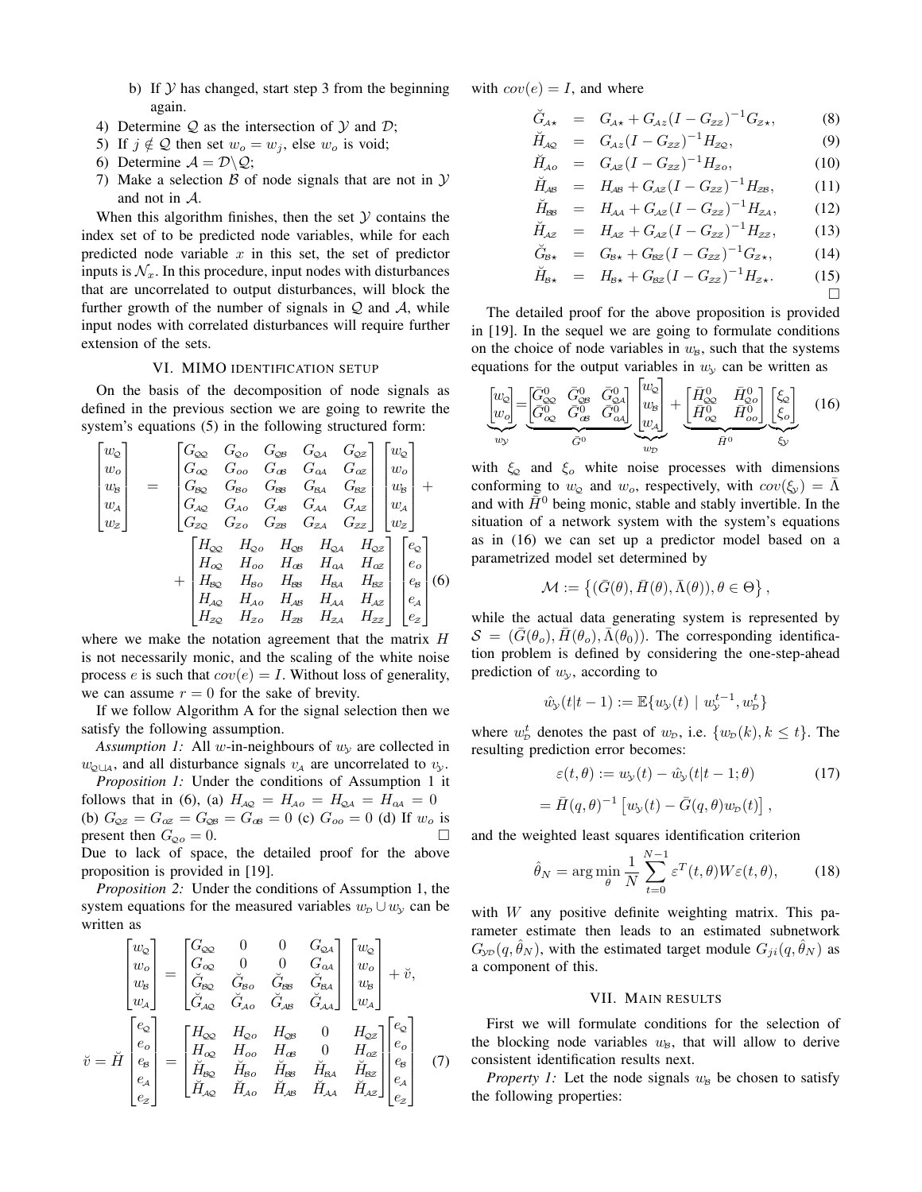b) If $\mathcal{Y}$ has changed, start step 3 from the beginning again.

4) Determine $\mathcal{Q}$ as the intersection of $\mathcal{Y}$ and $\mathcal{D}$;
5) If $j \notin \mathcal{Q}$ then set $w_o = w_j$, else $w_o$ is void;
6) Determine $\mathcal{A} = \mathcal{D} \backslash \mathcal{Q}$;
7) Make a selection $\mathcal{B}$ of node signals that are not in $\mathcal{Y}$ and not in $\mathcal{A}$.

When this algorithm finishes, then the set $\mathcal{Y}$ contains the index set of to be predicted node variables, while for each predicted node variable $x$ in this set, the set of predictor inputs is $\mathcal{N}_x$. In this procedure, input nodes with disturbances that are uncorrelated to output disturbances, will block the further growth of the number of signals in $\mathcal{Q}$ and $\mathcal{A}$, while input nodes with correlated disturbances will require further extension of the sets.

## VI. MIMO identification setup

On the basis of the decomposition of node signals as defined in the previous section we are going to rewrite the system's equations (5) in the following structured form:

$$
\begin{bmatrix} w_{\mathcal{Q}} \\ w_o \\ w_{\mathcal{B}} \\ w_{\mathcal{A}} \\ w_{\mathcal{Z}} \end{bmatrix} = \begin{bmatrix} G_{\mathcal{Q}\mathcal{Q}} & G_{\mathcal{Q}o} & G_{\mathcal{Q}\mathcal{B}} & G_{\mathcal{Q}\mathcal{A}} & G_{\mathcal{Q}\mathcal{Z}} \\ G_{o\mathcal{Q}} & G_{oo} & G_{o\mathcal{B}} & G_{o\mathcal{A}} & G_{o\mathcal{Z}} \\ G_{\mathcal{B}\mathcal{Q}} & G_{\mathcal{B}o} & G_{\mathcal{B}\mathcal{B}} & G_{\mathcal{B}\mathcal{A}} & G_{\mathcal{B}\mathcal{Z}} \\ G_{\mathcal{A}\mathcal{Q}} & G_{\mathcal{A}o} & G_{\mathcal{A}\mathcal{B}} & G_{\mathcal{A}\mathcal{A}} & G_{\mathcal{A}\mathcal{Z}} \\ G_{\mathcal{Z}\mathcal{Q}} & G_{\mathcal{Z}o} & G_{\mathcal{Z}\mathcal{B}} & G_{\mathcal{Z}\mathcal{A}} & G_{\mathcal{Z}\mathcal{Z}} \end{bmatrix} \begin{bmatrix} w_{\mathcal{Q}} \\ w_o \\ w_{\mathcal{B}} \\ w_{\mathcal{A}} \\ w_{\mathcal{Z}} \end{bmatrix} + \begin{bmatrix} H_{\mathcal{Q}\mathcal{Q}} & H_{\mathcal{Q}o} & H_{\mathcal{Q}\mathcal{B}} & H_{\mathcal{Q}\mathcal{A}} & H_{\mathcal{Q}\mathcal{Z}} \\ H_{o\mathcal{Q}} & H_{oo} & H_{o\mathcal{B}} & H_{o\mathcal{A}} & H_{o\mathcal{Z}} \\ H_{\mathcal{B}\mathcal{Q}} & H_{\mathcal{B}o} & H_{\mathcal{B}\mathcal{B}} & H_{\mathcal{B}\mathcal{A}} & H_{\mathcal{B}\mathcal{Z}} \\ H_{\mathcal{A}\mathcal{Q}} & H_{\mathcal{A}o} & H_{\mathcal{A}\mathcal{B}} & H_{\mathcal{A}\mathcal{A}} & H_{\mathcal{A}\mathcal{Z}} \\ H_{\mathcal{Z}\mathcal{Q}} & H_{\mathcal{Z}o} & H_{\mathcal{Z}\mathcal{B}} & H_{\mathcal{Z}\mathcal{A}} & H_{\mathcal{Z}\mathcal{Z}} \end{bmatrix} \begin{bmatrix} e_{\mathcal{Q}} \\ e_o \\ e_{\mathcal{B}} \\ e_{\mathcal{A}} \\ e_{\mathcal{Z}} \end{bmatrix} \quad (6)
$$

where we make the notation agreement that the matrix $H$ is not necessarily monic, and the scaling of the white noise process $e$ is such that $cov(e) = I$. Without loss of generality, we can assume $r = 0$ for the sake of brevity.

If we follow Algorithm A for the signal selection then we satisfy the following assumption.

*Assumption 1:* All $w$-in-neighbours of $w_{\mathcal{Y}}$ are collected in $w_{\mathcal{Q}\cup\mathcal{A}}$, and all disturbance signals $v_{\mathcal{A}}$ are uncorrelated to $v_{\mathcal{Y}}$.

*Proposition 1:* Under the conditions of Assumption 1 it follows that in (6), (a) $H_{\mathcal{A}\mathcal{Q}} = H_{\mathcal{A}o} = H_{\mathcal{Q}\mathcal{A}} = H_{o\mathcal{A}} = 0$ (b) $G_{\mathcal{Q}\mathcal{Z}} = G_{o\mathcal{Z}} = G_{\mathcal{Q}\mathcal{B}} = G_{o\mathcal{B}} = 0$ (c) $G_{oo} = 0$ (d) If $w_o$ is present then $G_{\mathcal{Q}o} = 0$. □

Due to lack of space, the detailed proof for the above proposition is provided in [19].

*Proposition 2:* Under the conditions of Assumption 1, the system equations for the measured variables $w_{\mathcal{D}} \cup w_{\mathcal{Y}}$ can be written as

$$
\begin{bmatrix} w_{\mathcal{Q}} \\ w_o \\ w_{\mathcal{B}} \\ w_{\mathcal{A}} \end{bmatrix} = \begin{bmatrix} G_{\mathcal{Q}\mathcal{Q}} & 0 & 0 & G_{\mathcal{Q}\mathcal{A}} \\ G_{o\mathcal{Q}} & 0 & 0 & G_{o\mathcal{A}} \\ \breve{G}_{\mathcal{B}\mathcal{Q}} & \breve{G}_{\mathcal{B}o} & \breve{G}_{\mathcal{B}\mathcal{B}} & \breve{G}_{\mathcal{B}\mathcal{A}} \\ \breve{G}_{\mathcal{A}\mathcal{Q}} & \breve{G}_{\mathcal{A}o} & \breve{G}_{\mathcal{A}\mathcal{B}} & \breve{G}_{\mathcal{A}\mathcal{A}} \end{bmatrix} \begin{bmatrix} w_{\mathcal{Q}} \\ w_o \\ w_{\mathcal{B}} \\ w_{\mathcal{A}} \end{bmatrix} + \breve{v},
$$

$$
\breve{v} = \breve{H} \begin{bmatrix} e_{\mathcal{Q}} \\ e_o \\ e_{\mathcal{B}} \\ e_{\mathcal{A}} \\ e_{\mathcal{Z}} \end{bmatrix} = \begin{bmatrix} H_{\mathcal{Q}\mathcal{Q}} & H_{\mathcal{Q}o} & H_{\mathcal{Q}\mathcal{B}} & 0 & H_{\mathcal{Q}\mathcal{Z}} \\ H_{o\mathcal{Q}} & H_{oo} & H_{o\mathcal{B}} & 0 & H_{o\mathcal{Z}} \\ \breve{H}_{\mathcal{B}\mathcal{Q}} & \breve{H}_{\mathcal{B}o} & \breve{H}_{\mathcal{B}\mathcal{B}} & \breve{H}_{\mathcal{B}\mathcal{A}} & \breve{H}_{\mathcal{B}\mathcal{Z}} \\ \breve{H}_{\mathcal{A}\mathcal{Q}} & \breve{H}_{\mathcal{A}o} & \breve{H}_{\mathcal{A}\mathcal{B}} & \breve{H}_{\mathcal{A}\mathcal{A}} & \breve{H}_{\mathcal{A}\mathcal{Z}} \end{bmatrix} \begin{bmatrix} e_{\mathcal{Q}} \\ e_o \\ e_{\mathcal{B}} \\ e_{\mathcal{A}} \\ e_{\mathcal{Z}} \end{bmatrix} \quad (7)
$$

with $cov(e) = I$, and where

$$
\begin{aligned}
\breve{G}_{\mathcal{A}\star} &= G_{\mathcal{A}\star} + G_{\mathcal{A}z}(I - G_{\mathcal{Z}\mathcal{Z}})^{-1} G_{\mathcal{Z}\star}, & (8) \\
\breve{H}_{\mathcal{A}\mathcal{Q}} &= G_{\mathcal{A}z}(I - G_{\mathcal{Z}\mathcal{Z}})^{-1} H_{\mathcal{Z}\mathcal{Q}}, & (9) \\
\breve{H}_{\mathcal{A}o} &= G_{\mathcal{A}\mathcal{Z}}(I - G_{\mathcal{Z}\mathcal{Z}})^{-1} H_{\mathcal{Z}o}, & (10) \\
\breve{H}_{\mathcal{A}\mathcal{B}} &= H_{\mathcal{A}\mathcal{B}} + G_{\mathcal{A}\mathcal{Z}}(I - G_{\mathcal{Z}\mathcal{Z}})^{-1} H_{\mathcal{Z}\mathcal{B}}, & (11) \\
\breve{H}_{\mathcal{B}\mathcal{B}} &= H_{\mathcal{A}\mathcal{A}} + G_{\mathcal{A}\mathcal{Z}}(I - G_{\mathcal{Z}\mathcal{Z}})^{-1} H_{\mathcal{Z}\mathcal{A}}, & (12) \\
\breve{H}_{\mathcal{A}\mathcal{Z}} &= H_{\mathcal{A}\mathcal{Z}} + G_{\mathcal{A}\mathcal{Z}}(I - G_{\mathcal{Z}\mathcal{Z}})^{-1} H_{\mathcal{Z}\mathcal{Z}}, & (13) \\
\breve{G}_{\mathcal{B}\star} &= G_{\mathcal{B}\star} + G_{\mathcal{B}\mathcal{Z}}(I - G_{\mathcal{Z}\mathcal{Z}})^{-1} G_{\mathcal{Z}\star}, & (14) \\
\breve{H}_{\mathcal{B}\star} &= H_{\mathcal{B}\star} + G_{\mathcal{B}\mathcal{Z}}(I - G_{\mathcal{Z}\mathcal{Z}})^{-1} H_{\mathcal{Z}\star}. & (15)
\end{aligned}
$$

□

The detailed proof for the above proposition is provided in [19]. In the sequel we are going to formulate conditions on the choice of node variables in $w_{\mathcal{B}}$, such that the systems equations for the output variables in $w_{\mathcal{Y}}$ can be written as

$$
\underbrace{\begin{bmatrix} w_{\mathcal{Q}} \\ w_o \end{bmatrix}}_{w_{\mathcal{Y}}} = \underbrace{\begin{bmatrix} \bar{G}^0_{\mathcal{Q}\mathcal{Q}} & \bar{G}^0_{\mathcal{Q}\mathcal{B}} & \bar{G}^0_{\mathcal{Q}\mathcal{A}} \\ \bar{G}^0_{o\mathcal{Q}} & \bar{G}^0_{o\mathcal{B}} & \bar{G}^0_{o\mathcal{A}} \end{bmatrix}}_{\bar{G}^0} \underbrace{\begin{bmatrix} w_{\mathcal{Q}} \\ w_{\mathcal{B}} \\ w_{\mathcal{A}} \end{bmatrix}}_{w_{\mathcal{D}}} + \underbrace{\begin{bmatrix} \bar{H}^0_{\mathcal{Q}\mathcal{Q}} & \bar{H}^0_{\mathcal{Q}o} \\ \bar{H}^0_{o\mathcal{Q}} & \bar{H}^0_{oo} \end{bmatrix}}_{\bar{H}^0} \underbrace{\begin{bmatrix} \xi_{\mathcal{Q}} \\ \xi_o \end{bmatrix}}_{\xi_{\mathcal{Y}}} \quad (16)
$$

with $\xi_{\mathcal{Q}}$ and $\xi_o$ white noise processes with dimensions conforming to $w_{\mathcal{Q}}$ and $w_o$, respectively, with $cov(\xi_{\mathcal{Y}}) = \bar{\Lambda}$ and with $\bar{H}^0$ being monic, stable and stably invertible. In the situation of a network system with the system's equations as in (16) we can set up a predictor model based on a parametrized model set determined by

$$
\mathcal{M} := \left\{ (\bar{G}(\theta), \bar{H}(\theta), \bar{\Lambda}(\theta)), \theta \in \Theta \right\},
$$

while the actual data generating system is represented by $\mathcal{S} = (\bar{G}(\theta_o), \bar{H}(\theta_o), \bar{\Lambda}(\theta_0))$. The corresponding identification problem is defined by considering the one-step-ahead prediction of $w_{\mathcal{Y}}$, according to

$$
\hat{w}_{\mathcal{Y}}(t|t-1) := \mathbb{E}\{ w_{\mathcal{Y}}(t) \mid w^{t-1}_{\mathcal{Y}}, w^t_{\mathcal{D}} \}
$$

where $w^t_{\mathcal{D}}$ denotes the past of $w_{\mathcal{D}}$, i.e. $\{w_{\mathcal{D}}(k), k \leq t\}$. The resulting prediction error becomes:

$$
\begin{aligned}
\varepsilon(t,\theta) &:= w_{\mathcal{Y}}(t) - \hat{w}_{\mathcal{Y}}(t|t-1;\theta) \quad (17) \\
&= \bar{H}(q,\theta)^{-1} \left[ w_{\mathcal{Y}}(t) - \bar{G}(q,\theta) w_{\mathcal{D}}(t) \right],
\end{aligned}
$$

and the weighted least squares identification criterion

$$
\hat{\theta}_N = \arg\min_{\theta} \frac{1}{N} \sum_{t=0}^{N-1} \varepsilon^T(t,\theta) W \varepsilon(t,\theta), \quad (18)
$$

with $W$ any positive definite weighting matrix. This parameter estimate then leads to an estimated subnetwork $G_{\mathcal{Y}\mathcal{D}}(q, \hat{\theta}_N)$, with the estimated target module $G_{ji}(q, \hat{\theta}_N)$ as a component of this.

## VII. Main results

First we will formulate conditions for the selection of the blocking node variables $w_{\mathcal{B}}$, that will allow to derive consistent identification results next.

*Property 1:* Let the node signals $w_{\mathcal{B}}$ be chosen to satisfy the following properties: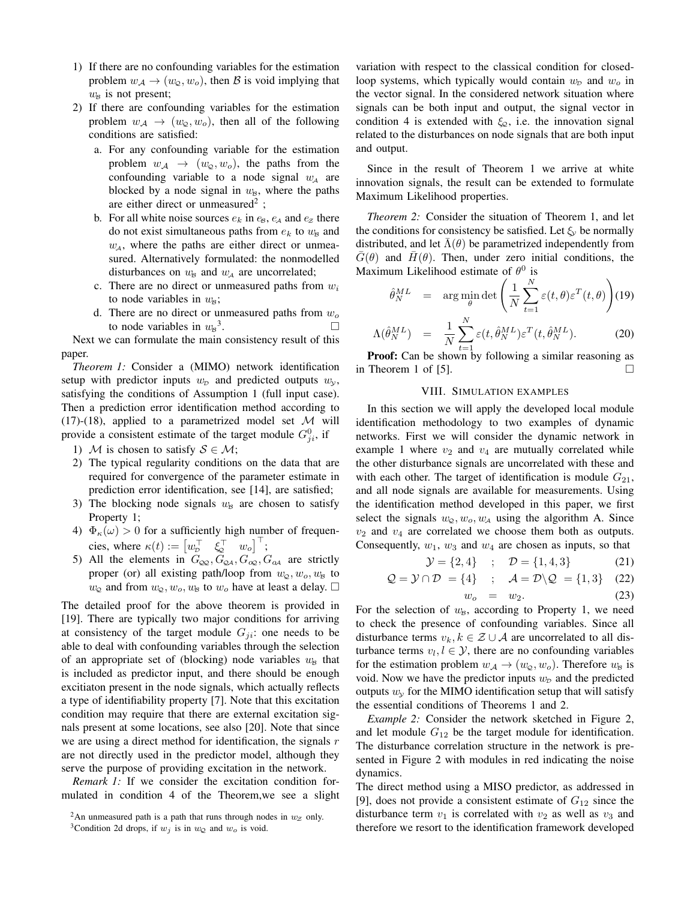1) If there are no confounding variables for the estimation problem $w_{\mathcal{A}} \to (w_{\mathcal{Q}}, w_o)$, then $\mathcal{B}$ is void implying that $w_{\mathcal{B}}$ is not present;
2) If there are confounding variables for the estimation problem $w_{\mathcal{A}} \to (w_{\mathcal{Q}}, w_o)$, then all of the following conditions are satisfied:
   a. For any confounding variable for the estimation problem $w_{\mathcal{A}} \to (w_{\mathcal{Q}}, w_o)$, the paths from the confounding variable to a node signal $w_{\mathcal{A}}$ are blocked by a node signal in $w_{\mathcal{B}}$, where the paths are either direct or unmeasured[2] ;
   b. For all white noise sources $e_k$ in $e_{\mathcal{B}}$, $e_{\mathcal{A}}$ and $e_{\mathcal{Z}}$ there do not exist simultaneous paths from $e_k$ to $w_{\mathcal{B}}$ and $w_{\mathcal{A}}$, where the paths are either direct or unmeasured. Alternatively formulated: the nonmodelled disturbances on $w_{\mathcal{B}}$ and $w_{\mathcal{A}}$ are uncorrelated;
   c. There are no direct or unmeasured paths from $w_i$ to node variables in $w_{\mathcal{B}}$;
   d. There are no direct or unmeasured paths from $w_o$ to node variables in $w_{\mathcal{B}}$[3]. □

Next we can formulate the main consistency result of this paper.

*Theorem 1:* Consider a (MIMO) network identification setup with predictor inputs $w_{\mathcal{D}}$ and predicted outputs $w_{\mathcal{Y}}$, satisfying the conditions of Assumption 1 (full input case). Then a prediction error identification method according to (17)-(18), applied to a parametrized model set $\mathcal{M}$ will provide a consistent estimate of the target module $G^0_{ji}$, if

1) $\mathcal{M}$ is chosen to satisfy $\mathcal{S} \in \mathcal{M}$;
2) The typical regularity conditions on the data that are required for convergence of the parameter estimate in prediction error identification, see [14], are satisfied;
3) The blocking node signals $w_{\mathcal{B}}$ are chosen to satisfy Property 1;
4) $\Phi_\kappa(\omega) > 0$ for a sufficiently high number of frequencies, where $\kappa(t) := \begin{bmatrix} w_{\mathcal{D}}^\top & \xi_{\mathcal{Q}}^\top & w_o \end{bmatrix}^\top$;
5) All the elements in $G_{\mathcal{QQ}}, G_{\mathcal{QA}}, G_{o\mathcal{Q}}, G_{o\mathcal{A}}$ are strictly proper (or) all existing path/loop from $w_{\mathcal{Q}}, w_o, w_{\mathcal{B}}$ to $w_{\mathcal{Q}}$ and from $w_{\mathcal{Q}}, w_o, w_{\mathcal{B}}$ to $w_o$ have at least a delay. □

The detailed proof for the above theorem is provided in [19]. There are typically two major conditions for arriving at consistency of the target module $G_{ji}$: one needs to be able to deal with confounding variables through the selection of an appropriate set of (blocking) node variables $w_{\mathcal{B}}$ that is included as predictor input, and there should be enough excitiaton present in the node signals, which actually reflects a type of identifiability property [7]. Note that this excitation condition may require that there are external excitation signals present at some locations, see also [20]. Note that since we are using a direct method for identification, the signals $r$ are not directly used in the predictor model, although they serve the purpose of providing excitation in the network.

*Remark 1:* If we consider the excitation condition formulated in condition 4 of the Theorem,we see a slight variation with respect to the classical condition for closed-loop systems, which typically would contain $w_{\mathcal{D}}$ and $w_o$ in the vector signal. In the considered network situation where signals can be both input and output, the signal vector in condition 4 is extended with $\xi_{\mathcal{Q}}$, i.e. the innovation signal related to the disturbances on node signals that are both input and output.

Since in the result of Theorem 1 we arrive at white innovation signals, the result can be extended to formulate Maximum Likelihood properties.

*Theorem 2:* Consider the situation of Theorem 1, and let the conditions for consistency be satisfied. Let $\xi_{\mathcal{Y}}$ be normally distributed, and let $\bar{\Lambda}(\theta)$ be parametrized independently from $\bar{G}(\theta)$ and $\bar{H}(\theta)$. Then, under zero initial conditions, the Maximum Likelihood estimate of $\theta^0$ is

$$\hat{\theta}_N^{ML} = \arg\min_{\theta} \det\left(\frac{1}{N}\sum_{t=1}^{N}\varepsilon(t,\theta)\varepsilon^T(t,\theta)\right) \quad (19)$$

$$\Lambda(\hat{\theta}_N^{ML}) = \frac{1}{N}\sum_{t=1}^{N}\varepsilon(t,\hat{\theta}_N^{ML})\varepsilon^T(t,\hat{\theta}_N^{ML}). \quad (20)$$

**Proof:** Can be shown by following a similar reasoning as in Theorem 1 of [5]. □

## VIII. Simulation examples

In this section we will apply the developed local module identification methodology to two examples of dynamic networks. First we will consider the dynamic network in example 1 where $v_2$ and $v_4$ are mutually correlated while the other disturbance signals are uncorrelated with these and with each other. The target of identification is module $G_{21}$, and all node signals are available for measurements. Using the identification method developed in this paper, we first select the signals $w_{\mathcal{Q}}, w_o, w_{\mathcal{A}}$ using the algorithm A. Since $v_2$ and $v_4$ are correlated we choose them both as outputs. Consequently, $w_1$, $w_3$ and $w_4$ are chosen as inputs, so that

$$\mathcal{Y} = \{2,4\} \quad ; \quad \mathcal{D} = \{1,4,3\} \quad (21)$$

$$\mathcal{Q} = \mathcal{Y} \cap \mathcal{D} = \{4\} \quad ; \quad \mathcal{A} = \mathcal{D} \backslash \mathcal{Q} = \{1,3\} \quad (22)$$

$$w_o = w_2. \quad (23)$$

For the selection of $w_{\mathcal{B}}$, according to Property 1, we need to check the presence of confounding variables. Since all disturbance terms $v_k, k \in \mathcal{Z} \cup \mathcal{A}$ are uncorrelated to all disturbance terms $v_l, l \in \mathcal{Y}$, there are no confounding variables for the estimation problem $w_{\mathcal{A}} \to (w_{\mathcal{Q}}, w_o)$. Therefore $w_{\mathcal{B}}$ is void. Now we have the predictor inputs $w_{\mathcal{D}}$ and the predicted outputs $w_{\mathcal{Y}}$ for the MIMO identification setup that will satisfy the essential conditions of Theorems 1 and 2.

*Example 2:* Consider the network sketched in Figure 2, and let module $G_{12}$ be the target module for identification. The disturbance correlation structure in the network is presented in Figure 2 with modules in red indicating the noise dynamics.

The direct method using a MISO predictor, as addressed in [9], does not provide a consistent estimate of $G_{12}$ since the disturbance term $v_1$ is correlated with $v_2$ as well as $v_3$ and therefore we resort to the identification framework developed

[2] An unmeasured path is a path that runs through nodes in $w_{\mathcal{Z}}$ only.

[3] Condition 2d drops, if $w_j$ is in $w_{\mathcal{Q}}$ and $w_o$ is void.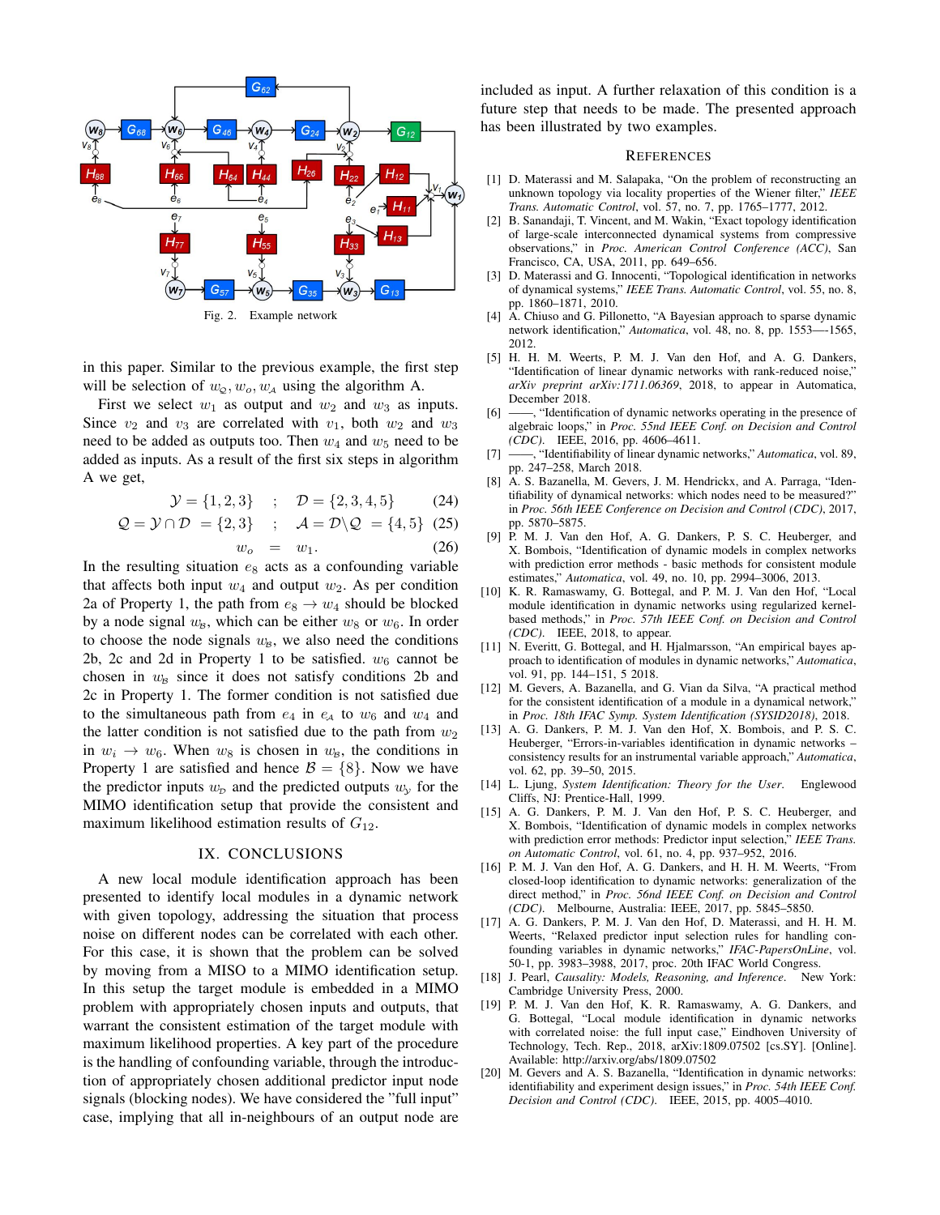Fig. 2. Example network

in this paper. Similar to the previous example, the first step will be selection of $w_{\mathcal{Q}}, w_o, w_{\mathcal{A}}$ using the algorithm A.

First we select $w_1$ as output and $w_2$ and $w_3$ as inputs. Since $v_2$ and $v_3$ are correlated with $v_1$, both $w_2$ and $w_3$ need to be added as outputs too. Then $w_4$ and $w_5$ need to be added as inputs. As a result of the first six steps in algorithm A we get,

$$\mathcal{Y} = \{1, 2, 3\} \quad ; \quad \mathcal{D} = \{2, 3, 4, 5\} \tag{24}$$

$$\mathcal{Q} = \mathcal{Y} \cap \mathcal{D} = \{2, 3\} \quad ; \quad \mathcal{A} = \mathcal{D} \backslash \mathcal{Q} = \{4, 5\} \tag{25}$$

$$w_o = w_1. \tag{26}$$

In the resulting situation $e_8$ acts as a confounding variable that affects both input $w_4$ and output $w_2$. As per condition 2a of Property 1, the path from $e_8 \to w_4$ should be blocked by a node signal $w_{\mathcal{B}}$, which can be either $w_8$ or $w_6$. In order to choose the node signals $w_{\mathcal{B}}$, we also need the conditions 2b, 2c and 2d in Property 1 to be satisfied. $w_6$ cannot be chosen in $w_{\mathcal{B}}$ since it does not satisfy conditions 2b and 2c in Property 1. The former condition is not satisfied due to the simultaneous path from $e_4$ in $e_{\mathcal{A}}$ to $w_6$ and $w_4$ and the latter condition is not satisfied due to the path from $w_2$ in $w_i \to w_6$. When $w_8$ is chosen in $w_{\mathcal{B}}$, the conditions in Property 1 are satisfied and hence $\mathcal{B} = \{8\}$. Now we have the predictor inputs $w_{\mathcal{D}}$ and the predicted outputs $w_{\mathcal{Y}}$ for the MIMO identification setup that provide the consistent and maximum likelihood estimation results of $G_{12}$.

## IX. Conclusions

A new local module identification approach has been presented to identify local modules in a dynamic network with given topology, addressing the situation that process noise on different nodes can be correlated with each other. For this case, it is shown that the problem can be solved by moving from a MISO to a MIMO identification setup. In this setup the target module is embedded in a MIMO problem with appropriately chosen inputs and outputs, that warrant the consistent estimation of the target module with maximum likelihood properties. A key part of the procedure is the handling of confounding variable, through the introduction of appropriately chosen additional predictor input node signals (blocking nodes). We have considered the "full input" case, implying that all in-neighbours of an output node are included as input. A further relaxation of this condition is a future step that needs to be made. The presented approach has been illustrated by two examples.

## References

[1] D. Materassi and M. Salapaka, "On the problem of reconstructing an unknown topology via locality properties of the Wiener filter," *IEEE Trans. Automatic Control*, vol. 57, no. 7, pp. 1765–1777, 2012.

[2] B. Sanandaji, T. Vincent, and M. Wakin, "Exact topology identification of large-scale interconnected dynamical systems from compressive observations," in *Proc. American Control Conference (ACC)*, San Francisco, CA, USA, 2011, pp. 649–656.

[3] D. Materassi and G. Innocenti, "Topological identification in networks of dynamical systems," *IEEE Trans. Automatic Control*, vol. 55, no. 8, pp. 1860–1871, 2010.

[4] A. Chiuso and G. Pillonetto, "A Bayesian approach to sparse dynamic network identification," *Automatica*, vol. 48, no. 8, pp. 1553—-1565, 2012.

[5] H. H. M. Weerts, P. M. J. Van den Hof, and A. G. Dankers, "Identification of linear dynamic networks with rank-reduced noise," *arXiv preprint arXiv:1711.06369*, 2018, to appear in Automatica, December 2018.

[6] ——, "Identification of dynamic networks operating in the presence of algebraic loops," in *Proc. 55nd IEEE Conf. on Decision and Control (CDC)*. IEEE, 2016, pp. 4606–4611.

[7] ——, "Identifiability of linear dynamic networks," *Automatica*, vol. 89, pp. 247–258, March 2018.

[8] A. S. Bazanella, M. Gevers, J. M. Hendrickx, and A. Parraga, "Identifiability of dynamical networks: which nodes need to be measured?" in *Proc. 56th IEEE Conference on Decision and Control (CDC)*, 2017, pp. 5870–5875.

[9] P. M. J. Van den Hof, A. G. Dankers, P. S. C. Heuberger, and X. Bombois, "Identification of dynamic models in complex networks with prediction error methods - basic methods for consistent module estimates," *Automatica*, vol. 49, no. 10, pp. 2994–3006, 2013.

[10] K. R. Ramaswamy, G. Bottegal, and P. M. J. Van den Hof, "Local module identification in dynamic networks using regularized kernel-based methods," in *Proc. 57th IEEE Conf. on Decision and Control (CDC)*. IEEE, 2018, to appear.

[11] N. Everitt, G. Bottegal, and H. Hjalmarsson, "An empirical bayes approach to identification of modules in dynamic networks," *Automatica*, vol. 91, pp. 144–151, 5 2018.

[12] M. Gevers, A. Bazanella, and G. Vian da Silva, "A practical method for the consistent identification of a module in a dynamical network," in *Proc. 18th IFAC Symp. System Identification (SYSID2018)*, 2018.

[13] A. G. Dankers, P. M. J. Van den Hof, X. Bombois, and P. S. C. Heuberger, "Errors-in-variables identification in dynamic networks – consistency results for an instrumental variable approach," *Automatica*, vol. 62, pp. 39–50, 2015.

[14] L. Ljung, *System Identification: Theory for the User*. Englewood Cliffs, NJ: Prentice-Hall, 1999.

[15] A. G. Dankers, P. M. J. Van den Hof, P. S. C. Heuberger, and X. Bombois, "Identification of dynamic models in complex networks with prediction error methods: Predictor input selection," *IEEE Trans. on Automatic Control*, vol. 61, no. 4, pp. 937–952, 2016.

[16] P. M. J. Van den Hof, A. G. Dankers, and H. H. M. Weerts, "From closed-loop identification to dynamic networks: generalization of the direct method," in *Proc. 56nd IEEE Conf. on Decision and Control (CDC)*. Melbourne, Australia: IEEE, 2017, pp. 5845–5850.

[17] A. G. Dankers, P. M. J. Van den Hof, D. Materassi, and H. H. M. Weerts, "Relaxed predictor input selection rules for handling confounding variables in dynamic networks," *IFAC-PapersOnLine*, vol. 50-1, pp. 3983–3988, 2017, proc. 20th IFAC World Congress.

[18] J. Pearl, *Causality: Models, Reasoning, and Inference*. New York: Cambridge University Press, 2000.

[19] P. M. J. Van den Hof, K. R. Ramaswamy, A. G. Dankers, and G. Bottegal, "Local module identification in dynamic networks with correlated noise: the full input case," Eindhoven University of Technology, Tech. Rep., 2018, arXiv:1809.07502 [cs.SY]. [Online]. Available: http://arxiv.org/abs/1809.07502

[20] M. Gevers and A. S. Bazanella, "Identification in dynamic networks: identifiability and experiment design issues," in *Proc. 54th IEEE Conf. Decision and Control (CDC)*. IEEE, 2015, pp. 4005–4010.